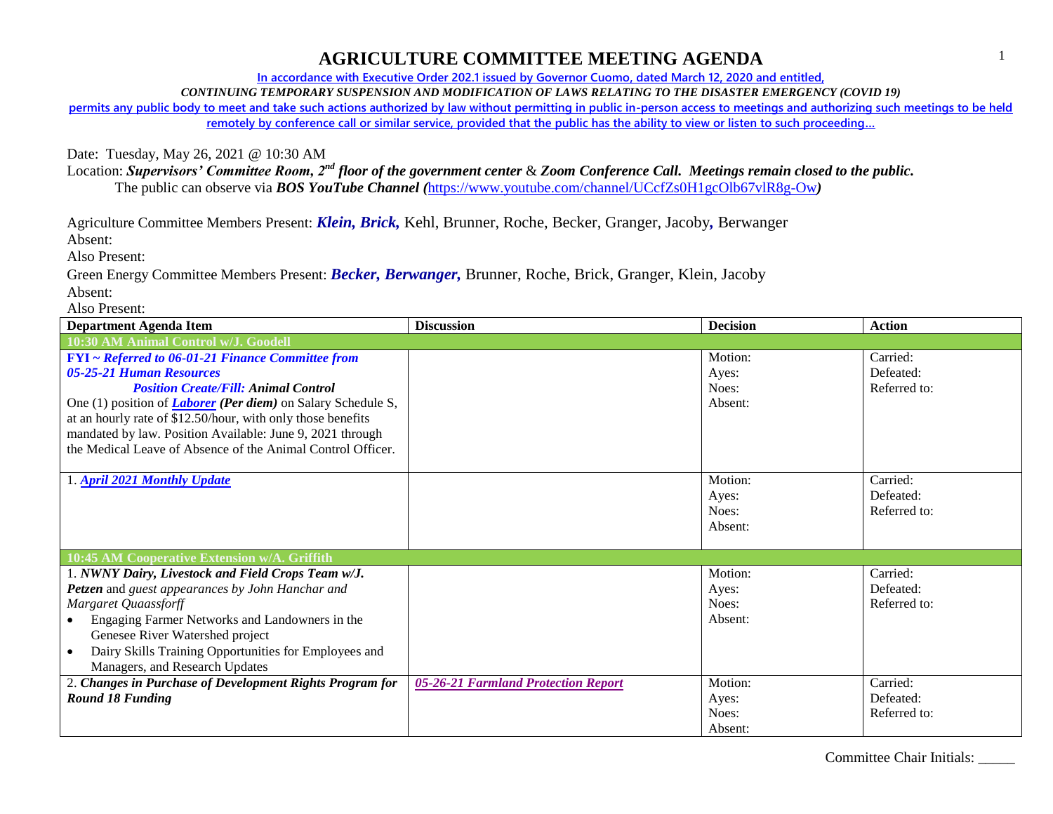# AGRICULTURE COMMITTEE MEETING AGENDA

In accordance with Executive Order 202.1 issued by Governor Cuomo, dated March 12, 2020 and entitled,

*CONTINUING TEMPORARY SUSPENSION AND MODIFICATION OF LAWS RELATING TO THE DISASTER EMERGENCY (COVID 19)*

permits any public body to meet and take such actions authorized by law without permitting in public in-person access to meetings and authorizing such meetings to be held remotely by conference call or similar service, provided that the public has the ability to view or listen to such proceeding…

Date: Tuesday, May 26, 2021 @ 10:30 AM

Location: ***Supervisors' Committee Room, 2nd floor of the government center*** & ***Zoom Conference Call. Meetings remain closed to the public.***

The public can observe via ***BOS YouTube Channel (***https://www.youtube.com/channel/UCcfZs0H1gcOlb67vlR8g-Ow***)***

Agriculture Committee Members Present: ***Klein, Brick,*** Kehl, Brunner, Roche, Becker, Granger, Jacoby**,** Berwanger

Absent:

Also Present:

Green Energy Committee Members Present: ***Becker, Berwanger,*** Brunner, Roche, Brick, Granger, Klein, Jacoby

Absent:

Also Present:

| Department Agenda Item | Discussion | Decision | Action |
|---|---|---|---|
| **10:30 AM Animal Control w/J. Goodell** | | | |
| ***FYI ~ Referred to 06-01-21 Finance Committee from 05-25-21 Human Resources*** ***Position Create/Fill: Animal Control*** One (1) position of ***Laborer*** ***(Per diem)*** on Salary Schedule S, at an hourly rate of $12.50/hour, with only those benefits mandated by law. Position Available: June 9, 2021 through the Medical Leave of Absence of the Animal Control Officer. | | Motion: Ayes: Noes: Absent: | Carried: Defeated: Referred to: |
| 1. ***April 2021 Monthly Update*** | | Motion: Ayes: Noes: Absent: | Carried: Defeated: Referred to: |
| **10:45 AM Cooperative Extension w/A. Griffith** | | | |
| 1. ***NWNY Dairy, Livestock and Field Crops Team w/J. Petzen*** and *guest appearances by John Hanchar and Margaret Quaassforff* <br>• Engaging Farmer Networks and Landowners in the Genesee River Watershed project <br>• Dairy Skills Training Opportunities for Employees and Managers, and Research Updates | | Motion: Ayes: Noes: Absent: | Carried: Defeated: Referred to: |
| 2. ***Changes in Purchase of Development Rights Program for Round 18 Funding*** | ***05-26-21 Farmland Protection Report*** | Motion: Ayes: Noes: Absent: | Carried: Defeated: Referred to: |

Committee Chair Initials: _____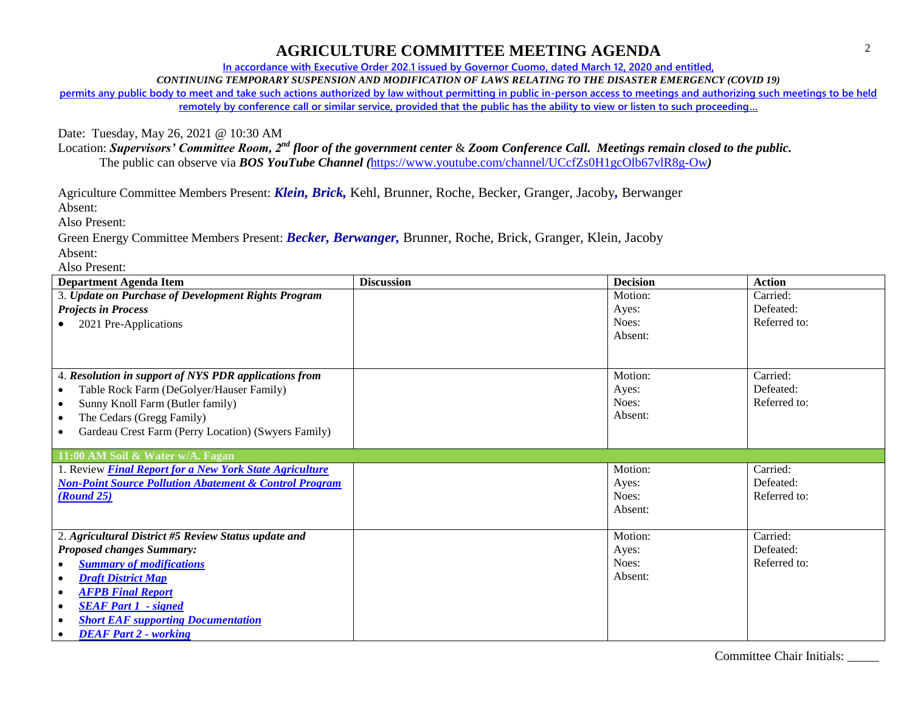# AGRICULTURE COMMITTEE MEETING AGENDA

**In accordance with Executive Order 202.1 issued by Governor Cuomo, dated March 12, 2020 and entitled,**

***CONTINUING TEMPORARY SUSPENSION AND MODIFICATION OF LAWS RELATING TO THE DISASTER EMERGENCY (COVID 19)***

**permits any public body to meet and take such actions authorized by law without permitting in public in-person access to meetings and authorizing such meetings to be held remotely by conference call or similar service, provided that the public has the ability to view or listen to such proceeding…**

Date: Tuesday, May 26, 2021 @ 10:30 AM

Location: ***Supervisors' Committee Room, 2nd floor of the government center*** & ***Zoom Conference Call. Meetings remain closed to the public.***
The public can observe via ***BOS YouTube Channel (***https://www.youtube.com/channel/UCcfZs0H1gcOlb67vlR8g-Ow***)***

Agriculture Committee Members Present: ***Klein, Brick,*** Kehl, Brunner, Roche, Becker, Granger, Jacoby**,** Berwanger
Absent:
Also Present:

Green Energy Committee Members Present: ***Becker, Berwanger,*** Brunner, Roche, Brick, Granger, Klein, Jacoby
Absent:
Also Present:

| Department Agenda Item | Discussion | Decision | Action |
|---|---|---|---|
| 3. ***Update on Purchase of Development Rights Program Projects in Process***<br>• 2021 Pre-Applications | | Motion:<br>Ayes:<br>Noes:<br>Absent: | Carried:<br>Defeated:<br>Referred to: |
| 4. ***Resolution in support of NYS PDR applications from***<br>• Table Rock Farm (DeGolyer/Hauser Family)<br>• Sunny Knoll Farm (Butler family)<br>• The Cedars (Gregg Family)<br>• Gardeau Crest Farm (Perry Location) (Swyers Family) | | Motion:<br>Ayes:<br>Noes:<br>Absent: | Carried:<br>Defeated:<br>Referred to: |
| **11:00 AM Soil & Water w/A. Fagan** | | | |
| 1. Review ***Final Report for a New York State Agriculture Non-Point Source Pollution Abatement & Control Program (Round 25)*** | | Motion:<br>Ayes:<br>Noes:<br>Absent: | Carried:<br>Defeated:<br>Referred to: |
| 2. ***Agricultural District #5 Review Status update and Proposed changes Summary:***<br>• ***Summary of modifications***<br>• ***Draft District Map***<br>• ***AFPB Final Report***<br>• ***SEAF Part 1 - signed***<br>• ***Short EAF supporting Documentation***<br>• ***DEAF Part 2 - working*** | | Motion:<br>Ayes:<br>Noes:<br>Absent: | Carried:<br>Defeated:<br>Referred to: |

Committee Chair Initials: _____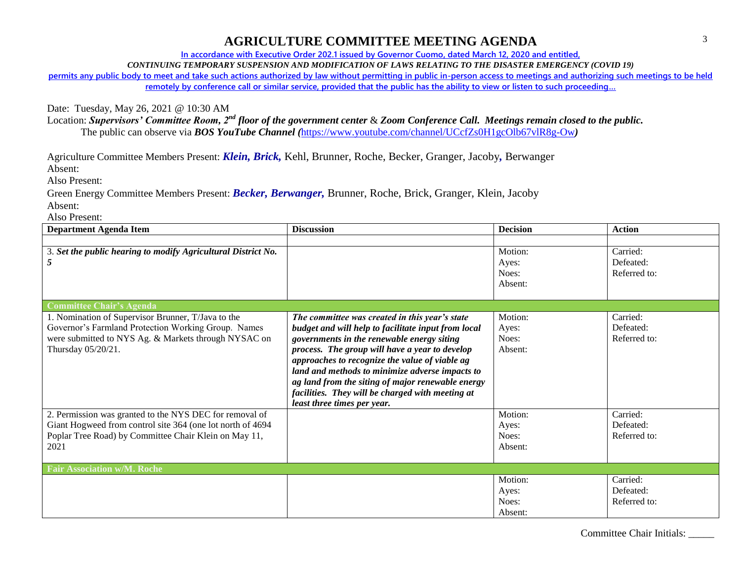# AGRICULTURE COMMITTEE MEETING AGENDA

**In accordance with Executive Order 202.1 issued by Governor Cuomo, dated March 12, 2020 and entitled,**

***CONTINUING TEMPORARY SUSPENSION AND MODIFICATION OF LAWS RELATING TO THE DISASTER EMERGENCY (COVID 19)***

**permits any public body to meet and take such actions authorized by law without permitting in public in-person access to meetings and authorizing such meetings to be held remotely by conference call or similar service, provided that the public has the ability to view or listen to such proceeding…**

Date: Tuesday, May 26, 2021 @ 10:30 AM

Location: ***Supervisors' Committee Room, 2nd floor of the government center*** & ***Zoom Conference Call. Meetings remain closed to the public.***

The public can observe via ***BOS YouTube Channel (***https://www.youtube.com/channel/UCcfZs0H1gcOlb67vlR8g-Ow***)***

Agriculture Committee Members Present: ***Klein, Brick,*** Kehl, Brunner, Roche, Becker, Granger, Jacoby, Berwanger

Absent:

Also Present:

Green Energy Committee Members Present: ***Becker, Berwanger,*** Brunner, Roche, Brick, Granger, Klein, Jacoby

Absent:

Also Present:

| Department Agenda Item | Discussion | Decision | Action |
|---|---|---|---|
| | | | |
| 3. ***Set the public hearing to modify Agricultural District No. 5*** | | Motion:<br>Ayes:<br>Noes:<br>Absent: | Carried:<br>Defeated:<br>Referred to: |
| **Committee Chair's Agenda** | | | |
| 1. Nomination of Supervisor Brunner, T/Java to the Governor's Farmland Protection Working Group. Names were submitted to NYS Ag. & Markets through NYSAC on Thursday 05/20/21. | ***The committee was created in this year's state budget and will help to facilitate input from local governments in the renewable energy siting process. The group will have a year to develop approaches to recognize the value of viable ag land and methods to minimize adverse impacts to ag land from the siting of major renewable energy facilities. They will be charged with meeting at least three times per year.*** | Motion:<br>Ayes:<br>Noes:<br>Absent: | Carried:<br>Defeated:<br>Referred to: |
| 2. Permission was granted to the NYS DEC for removal of Giant Hogweed from control site 364 (one lot north of 4694 Poplar Tree Road) by Committee Chair Klein on May 11, 2021 | | Motion:<br>Ayes:<br>Noes:<br>Absent: | Carried:<br>Defeated:<br>Referred to: |
| **Fair Association w/M. Roche** | | | |
| | | Motion:<br>Ayes:<br>Noes:<br>Absent: | Carried:<br>Defeated:<br>Referred to: |

Committee Chair Initials: _____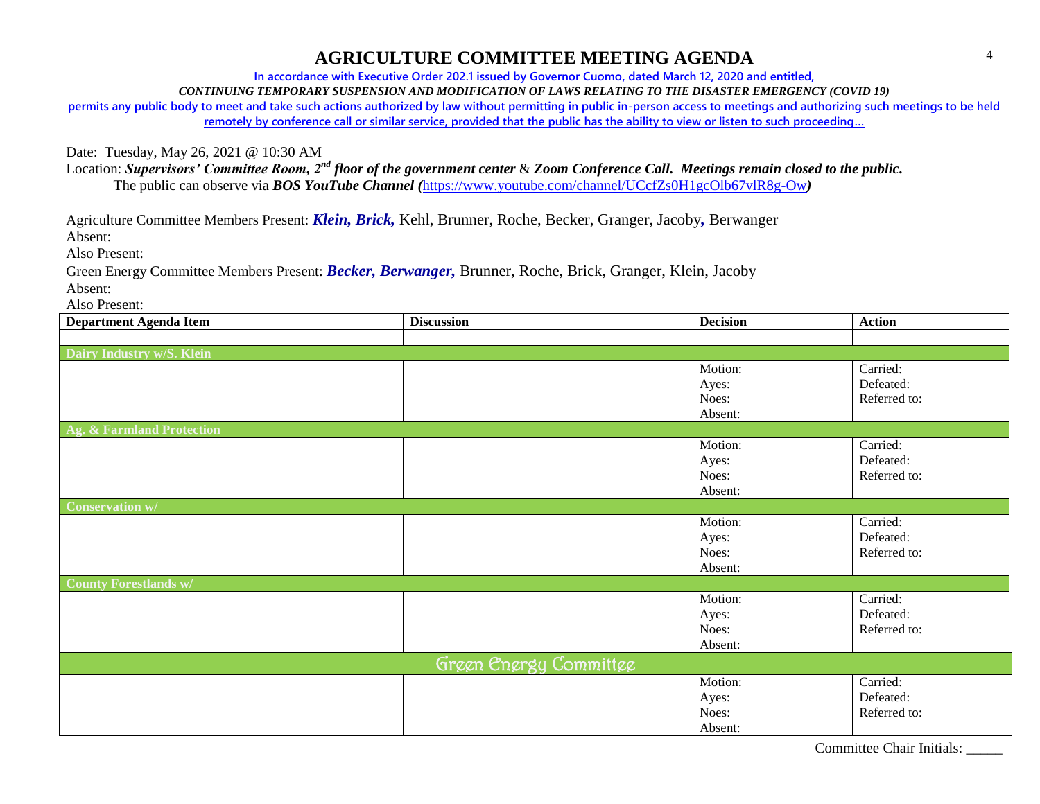# AGRICULTURE COMMITTEE MEETING AGENDA

In accordance with Executive Order 202.1 issued by Governor Cuomo, dated March 12, 2020 and entitled,

*CONTINUING TEMPORARY SUSPENSION AND MODIFICATION OF LAWS RELATING TO THE DISASTER EMERGENCY (COVID 19)*

permits any public body to meet and take such actions authorized by law without permitting in public in-person access to meetings and authorizing such meetings to be held remotely by conference call or similar service, provided that the public has the ability to view or listen to such proceeding…

Date: Tuesday, May 26, 2021 @ 10:30 AM

Location: ***Supervisors' Committee Room, 2nd floor of the government center*** & ***Zoom Conference Call. Meetings remain closed to the public.***

The public can observe via ***BOS YouTube Channel (***https://www.youtube.com/channel/UCcfZs0H1gcOlb67vlR8g-Ow***)***

Agriculture Committee Members Present: ***Klein, Brick,*** Kehl, Brunner, Roche, Becker, Granger, Jacoby, Berwanger

Absent:

Also Present:

Green Energy Committee Members Present: ***Becker, Berwanger,*** Brunner, Roche, Brick, Granger, Klein, Jacoby

Absent:

Also Present:

| Department Agenda Item | Discussion | Decision | Action |
|---|---|---|---|
| | | | |
| **Dairy Industry w/S. Klein** | | | |
| | | Motion:<br>Ayes:<br>Noes:<br>Absent: | Carried:<br>Defeated:<br>Referred to: |
| **Ag. & Farmland Protection** | | | |
| | | Motion:<br>Ayes:<br>Noes:<br>Absent: | Carried:<br>Defeated:<br>Referred to: |
| **Conservation w/** | | | |
| | | Motion:<br>Ayes:<br>Noes:<br>Absent: | Carried:<br>Defeated:<br>Referred to: |
| **County Forestlands w/** | | | |
| | | Motion:<br>Ayes:<br>Noes:<br>Absent: | Carried:<br>Defeated:<br>Referred to: |
| **Green Energy Committee** | | | |
| | | Motion:<br>Ayes:<br>Noes:<br>Absent: | Carried:<br>Defeated:<br>Referred to: |

Committee Chair Initials: _____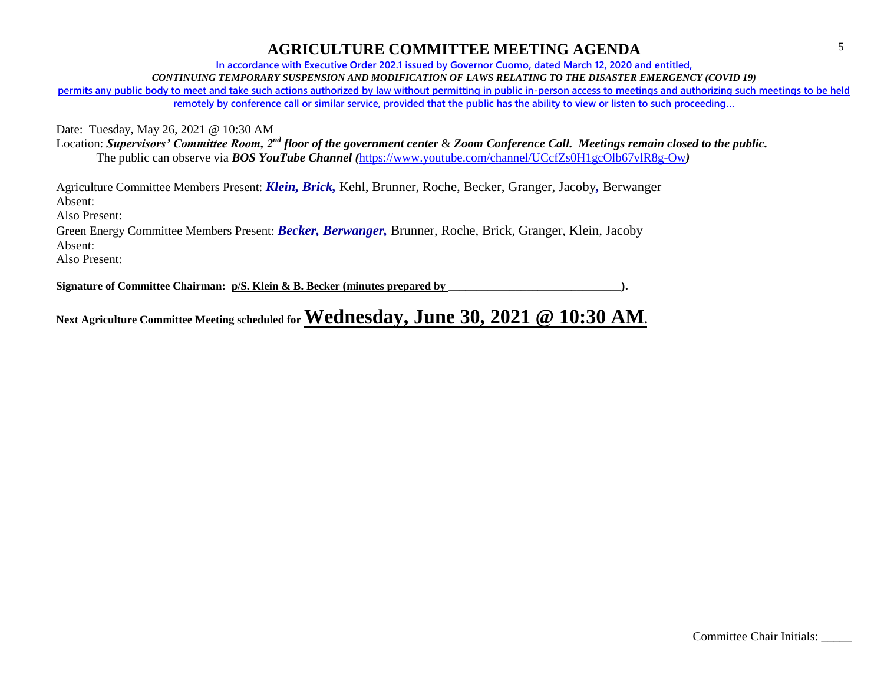# AGRICULTURE COMMITTEE MEETING AGENDA

In accordance with Executive Order 202.1 issued by Governor Cuomo, dated March 12, 2020 and entitled,

*CONTINUING TEMPORARY SUSPENSION AND MODIFICATION OF LAWS RELATING TO THE DISASTER EMERGENCY (COVID 19)*

permits any public body to meet and take such actions authorized by law without permitting in public in-person access to meetings and authorizing such meetings to be held remotely by conference call or similar service, provided that the public has the ability to view or listen to such proceeding…

Date: Tuesday, May 26, 2021 @ 10:30 AM

Location: ***Supervisors' Committee Room, 2nd floor of the government center*** & ***Zoom Conference Call. Meetings remain closed to the public.***

The public can observe via ***BOS YouTube Channel (***https://www.youtube.com/channel/UCcfZs0H1gcOlb67vlR8g-Ow***)***

Agriculture Committee Members Present: ***Klein, Brick,*** Kehl, Brunner, Roche, Becker, Granger, Jacoby**,** Berwanger

Absent:

Also Present:

Green Energy Committee Members Present: ***Becker, Berwanger,*** Brunner, Roche, Brick, Granger, Klein, Jacoby

Absent:

Also Present:

**Signature of Committee Chairman: p/S. Klein & B. Becker (minutes prepared by \_\_\_\_\_\_\_\_\_\_\_\_\_\_\_\_\_\_\_\_\_\_\_\_\_\_\_\_\_\_).**

**Next Agriculture Committee Meeting scheduled for Wednesday, June 30, 2021 @ 10:30 AM.**

Committee Chair Initials: \_\_\_\_\_